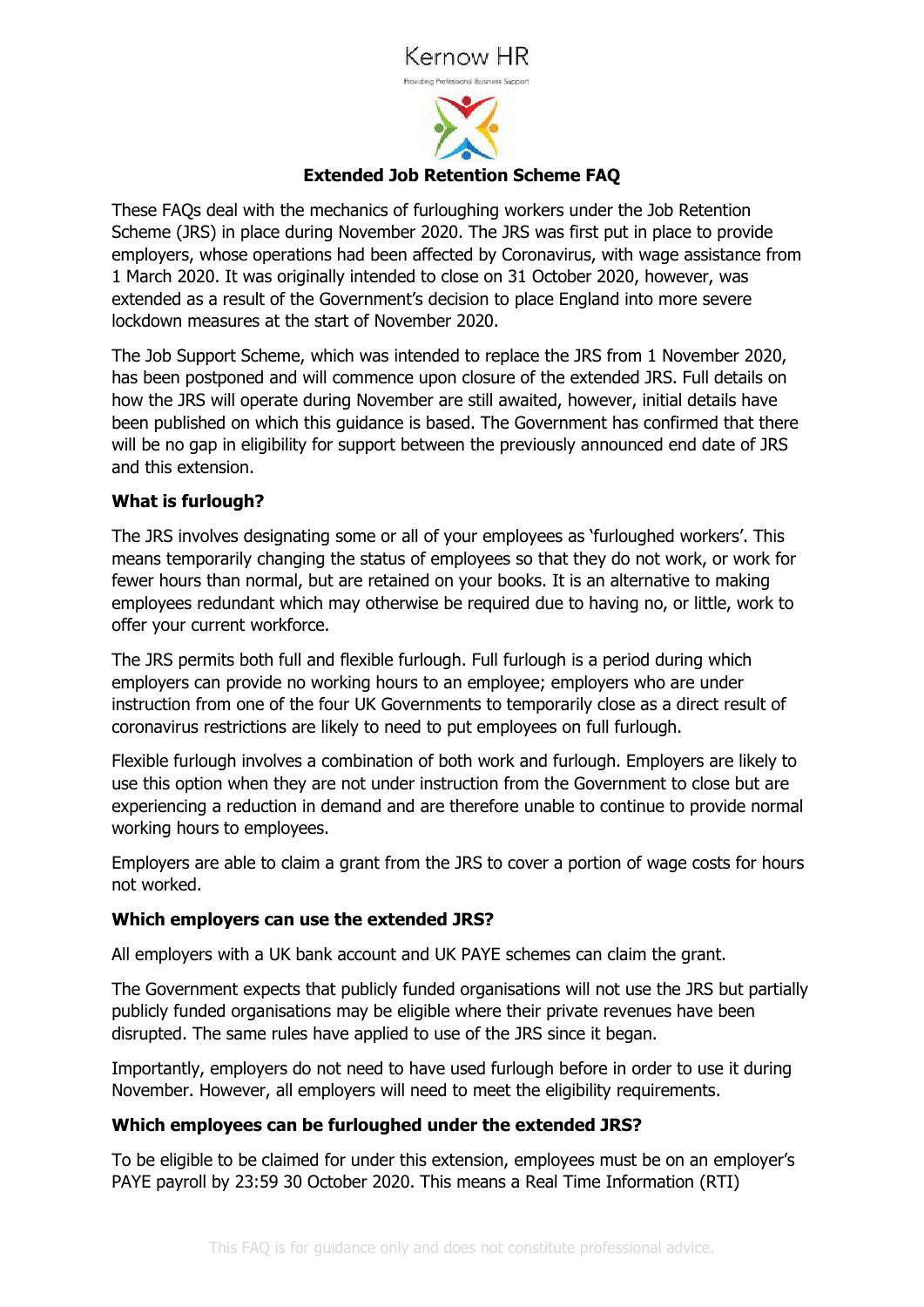Kernow HR

Providing Professional Business Support

**Extended Job Retention Scheme FAQ**

These FAQs deal with the mechanics of furloughing workers under the Job Retention Scheme (JRS) in place during November 2020. The JRS was first put in place to provide employers, whose operations had been affected by Coronavirus, with wage assistance from 1 March 2020. It was originally intended to close on 31 October 2020, however, was extended as a result of the Government's decision to place England into more severe lockdown measures at the start of November 2020.

The Job Support Scheme, which was intended to replace the JRS from 1 November 2020, has been postponed and will commence upon closure of the extended JRS. Full details on how the JRS will operate during November are still awaited, however, initial details have been published on which this guidance is based. The Government has confirmed that there will be no gap in eligibility for support between the previously announced end date of JRS and this extension.

**What is furlough?**

The JRS involves designating some or all of your employees as 'furloughed workers'. This means temporarily changing the status of employees so that they do not work, or work for fewer hours than normal, but are retained on your books. It is an alternative to making employees redundant which may otherwise be required due to having no, or little, work to offer your current workforce.

The JRS permits both full and flexible furlough. Full furlough is a period during which employers can provide no working hours to an employee; employers who are under instruction from one of the four UK Governments to temporarily close as a direct result of coronavirus restrictions are likely to need to put employees on full furlough.

Flexible furlough involves a combination of both work and furlough. Employers are likely to use this option when they are not under instruction from the Government to close but are experiencing a reduction in demand and are therefore unable to continue to provide normal working hours to employees.

Employers are able to claim a grant from the JRS to cover a portion of wage costs for hours not worked.

**Which employers can use the extended JRS?**

All employers with a UK bank account and UK PAYE schemes can claim the grant.

The Government expects that publicly funded organisations will not use the JRS but partially publicly funded organisations may be eligible where their private revenues have been disrupted. The same rules have applied to use of the JRS since it began.

Importantly, employers do not need to have used furlough before in order to use it during November. However, all employers will need to meet the eligibility requirements.

**Which employees can be furloughed under the extended JRS?**

To be eligible to be claimed for under this extension, employees must be on an employer's PAYE payroll by 23:59 30 October 2020. This means a Real Time Information (RTI)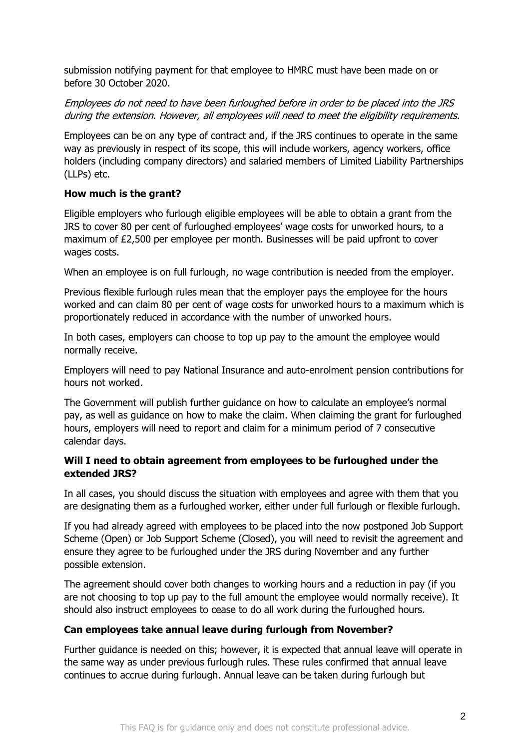submission notifying payment for that employee to HMRC must have been made on or before 30 October 2020.

*Employees do not need to have been furloughed before in order to be placed into the JRS during the extension. However, all employees will need to meet the eligibility requirements.*

Employees can be on any type of contract and, if the JRS continues to operate in the same way as previously in respect of its scope, this will include workers, agency workers, office holders (including company directors) and salaried members of Limited Liability Partnerships (LLPs) etc.

**How much is the grant?**

Eligible employers who furlough eligible employees will be able to obtain a grant from the JRS to cover 80 per cent of furloughed employees' wage costs for unworked hours, to a maximum of £2,500 per employee per month. Businesses will be paid upfront to cover wages costs.

When an employee is on full furlough, no wage contribution is needed from the employer.

Previous flexible furlough rules mean that the employer pays the employee for the hours worked and can claim 80 per cent of wage costs for unworked hours to a maximum which is proportionately reduced in accordance with the number of unworked hours.

In both cases, employers can choose to top up pay to the amount the employee would normally receive.

Employers will need to pay National Insurance and auto-enrolment pension contributions for hours not worked.

The Government will publish further guidance on how to calculate an employee's normal pay, as well as guidance on how to make the claim. When claiming the grant for furloughed hours, employers will need to report and claim for a minimum period of 7 consecutive calendar days.

**Will I need to obtain agreement from employees to be furloughed under the extended JRS?**

In all cases, you should discuss the situation with employees and agree with them that you are designating them as a furloughed worker, either under full furlough or flexible furlough.

If you had already agreed with employees to be placed into the now postponed Job Support Scheme (Open) or Job Support Scheme (Closed), you will need to revisit the agreement and ensure they agree to be furloughed under the JRS during November and any further possible extension.

The agreement should cover both changes to working hours and a reduction in pay (if you are not choosing to top up pay to the full amount the employee would normally receive). It should also instruct employees to cease to do all work during the furloughed hours.

**Can employees take annual leave during furlough from November?**

Further guidance is needed on this; however, it is expected that annual leave will operate in the same way as under previous furlough rules. These rules confirmed that annual leave continues to accrue during furlough. Annual leave can be taken during furlough but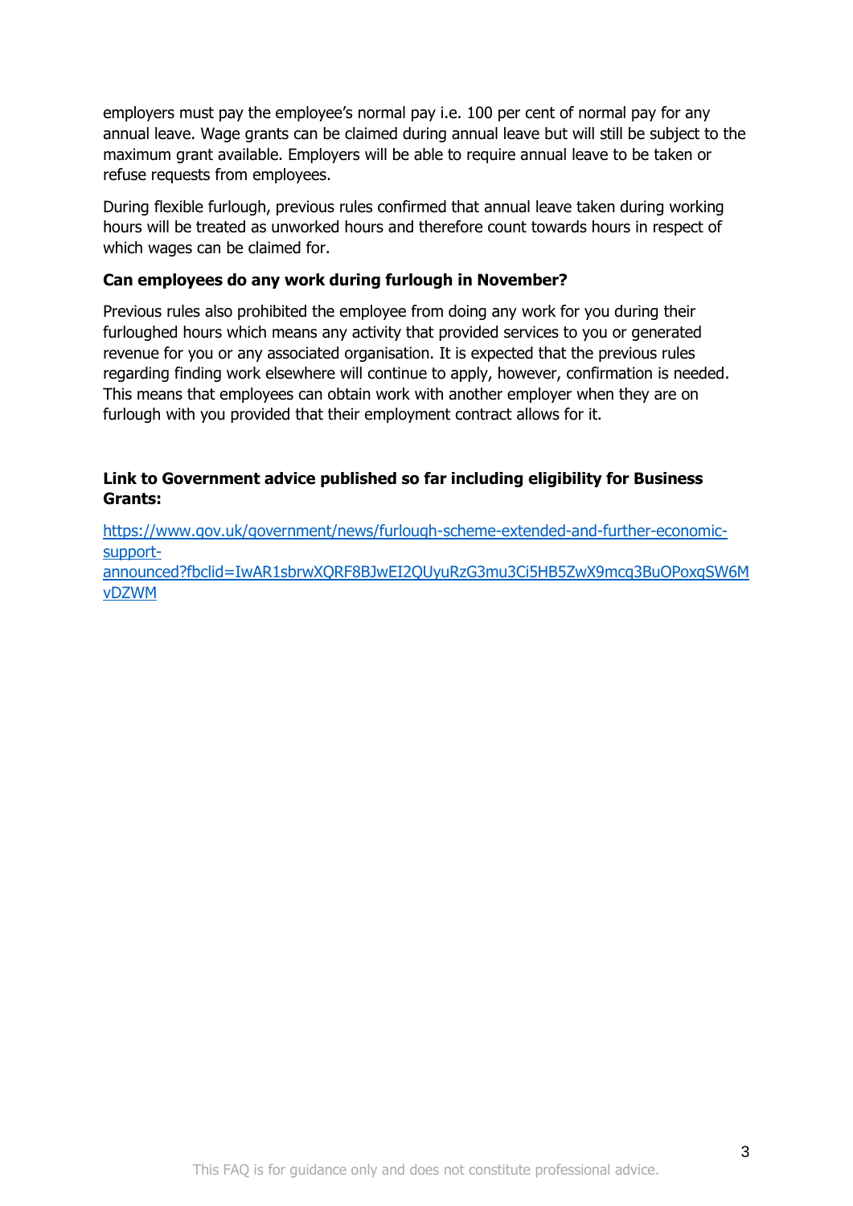employers must pay the employee's normal pay i.e. 100 per cent of normal pay for any annual leave. Wage grants can be claimed during annual leave but will still be subject to the maximum grant available. Employers will be able to require annual leave to be taken or refuse requests from employees.

During flexible furlough, previous rules confirmed that annual leave taken during working hours will be treated as unworked hours and therefore count towards hours in respect of which wages can be claimed for.

**Can employees do any work during furlough in November?**

Previous rules also prohibited the employee from doing any work for you during their furloughed hours which means any activity that provided services to you or generated revenue for you or any associated organisation. It is expected that the previous rules regarding finding work elsewhere will continue to apply, however, confirmation is needed. This means that employees can obtain work with another employer when they are on furlough with you provided that their employment contract allows for it.

**Link to Government advice published so far including eligibility for Business Grants:**

https://www.gov.uk/government/news/furlough-scheme-extended-and-further-economic-support-announced?fbclid=IwAR1sbrwXQRF8BJwEI2QUyuRzG3mu3Ci5HB5ZwX9mcq3BuOPoxqSW6MvDZWM

This FAQ is for guidance only and does not constitute professional advice.